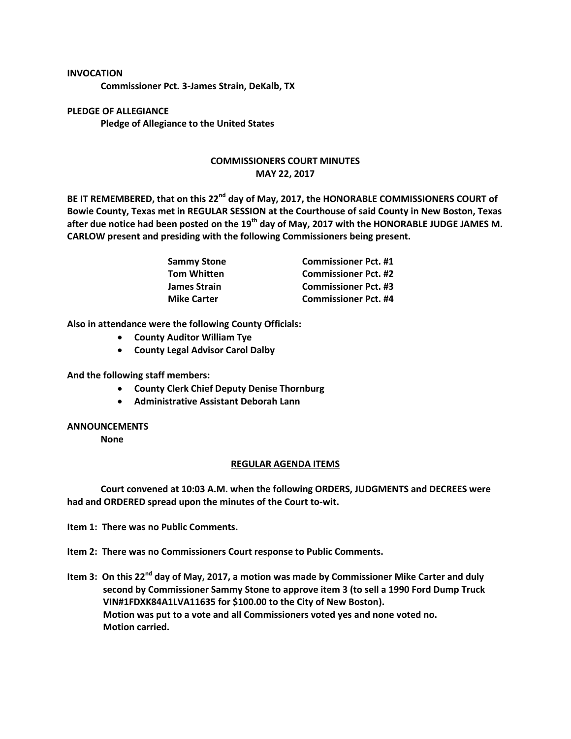**INVOCATION**

**Commissioner Pct. 3-James Strain, DeKalb, TX**

**PLEDGE OF ALLEGIANCE**

**Pledge of Allegiance to the United States**

## COMMISSIONERS COURT MINUTES
## MAY 22, 2017

**BE IT REMEMBERED, that on this 22nd day of May, 2017, the HONORABLE COMMISSIONERS COURT of Bowie County, Texas met in REGULAR SESSION at the Courthouse of said County in New Boston, Texas after due notice had been posted on the 19th day of May, 2017 with the HONORABLE JUDGE JAMES M. CARLOW present and presiding with the following Commissioners being present.**

| | |
|---|---|
| **Sammy Stone** | **Commissioner Pct. #1** |
| **Tom Whitten** | **Commissioner Pct. #2** |
| **James Strain** | **Commissioner Pct. #3** |
| **Mike Carter** | **Commissioner Pct. #4** |

**Also in attendance were the following County Officials:**

- **County Auditor William Tye**
- **County Legal Advisor Carol Dalby**

**And the following staff members:**

- **County Clerk Chief Deputy Denise Thornburg**
- **Administrative Assistant Deborah Lann**

**ANNOUNCEMENTS**

**None**

### REGULAR AGENDA ITEMS

**Court convened at 10:03 A.M. when the following ORDERS, JUDGMENTS and DECREES were had and ORDERED spread upon the minutes of the Court to-wit.**

**Item 1: There was no Public Comments.**

**Item 2: There was no Commissioners Court response to Public Comments.**

**Item 3: On this 22nd day of May, 2017, a motion was made by Commissioner Mike Carter and duly second by Commissioner Sammy Stone to approve item 3 (to sell a 1990 Ford Dump Truck VIN#1FDXK84A1LVA11635 for $100.00 to the City of New Boston). Motion was put to a vote and all Commissioners voted yes and none voted no. Motion carried.**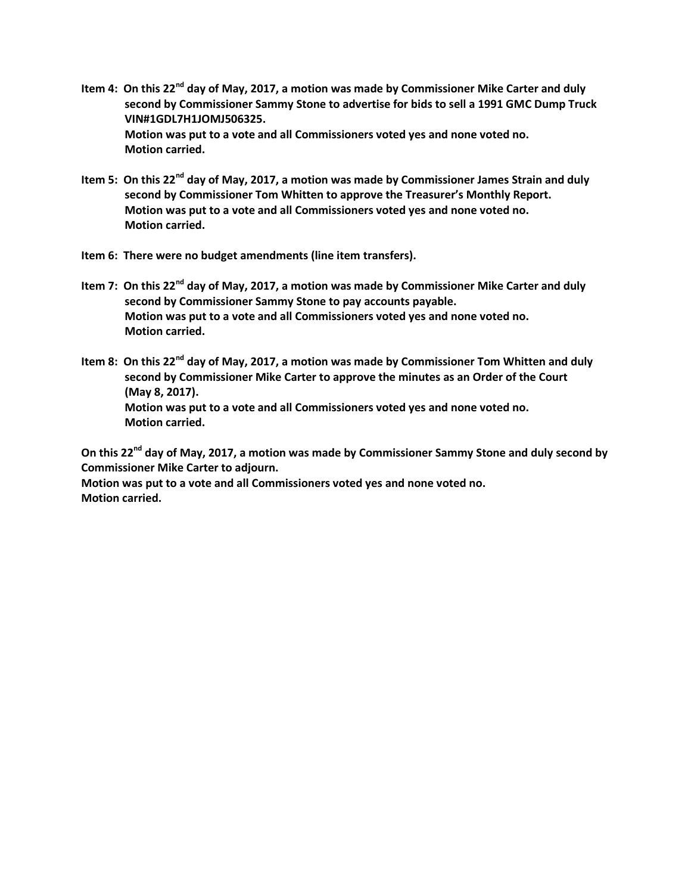**Item 4: On this 22nd day of May, 2017, a motion was made by Commissioner Mike Carter and duly second by Commissioner Sammy Stone to advertise for bids to sell a 1991 GMC Dump Truck VIN#1GDL7H1JOMJ506325.**
**Motion was put to a vote and all Commissioners voted yes and none voted no.**
**Motion carried.**

**Item 5: On this 22nd day of May, 2017, a motion was made by Commissioner James Strain and duly second by Commissioner Tom Whitten to approve the Treasurer's Monthly Report.**
**Motion was put to a vote and all Commissioners voted yes and none voted no.**
**Motion carried.**

**Item 6: There were no budget amendments (line item transfers).**

**Item 7: On this 22nd day of May, 2017, a motion was made by Commissioner Mike Carter and duly second by Commissioner Sammy Stone to pay accounts payable.**
**Motion was put to a vote and all Commissioners voted yes and none voted no.**
**Motion carried.**

**Item 8: On this 22nd day of May, 2017, a motion was made by Commissioner Tom Whitten and duly second by Commissioner Mike Carter to approve the minutes as an Order of the Court (May 8, 2017).**
**Motion was put to a vote and all Commissioners voted yes and none voted no.**
**Motion carried.**

**On this 22nd day of May, 2017, a motion was made by Commissioner Sammy Stone and duly second by Commissioner Mike Carter to adjourn.**
**Motion was put to a vote and all Commissioners voted yes and none voted no.**
**Motion carried.**